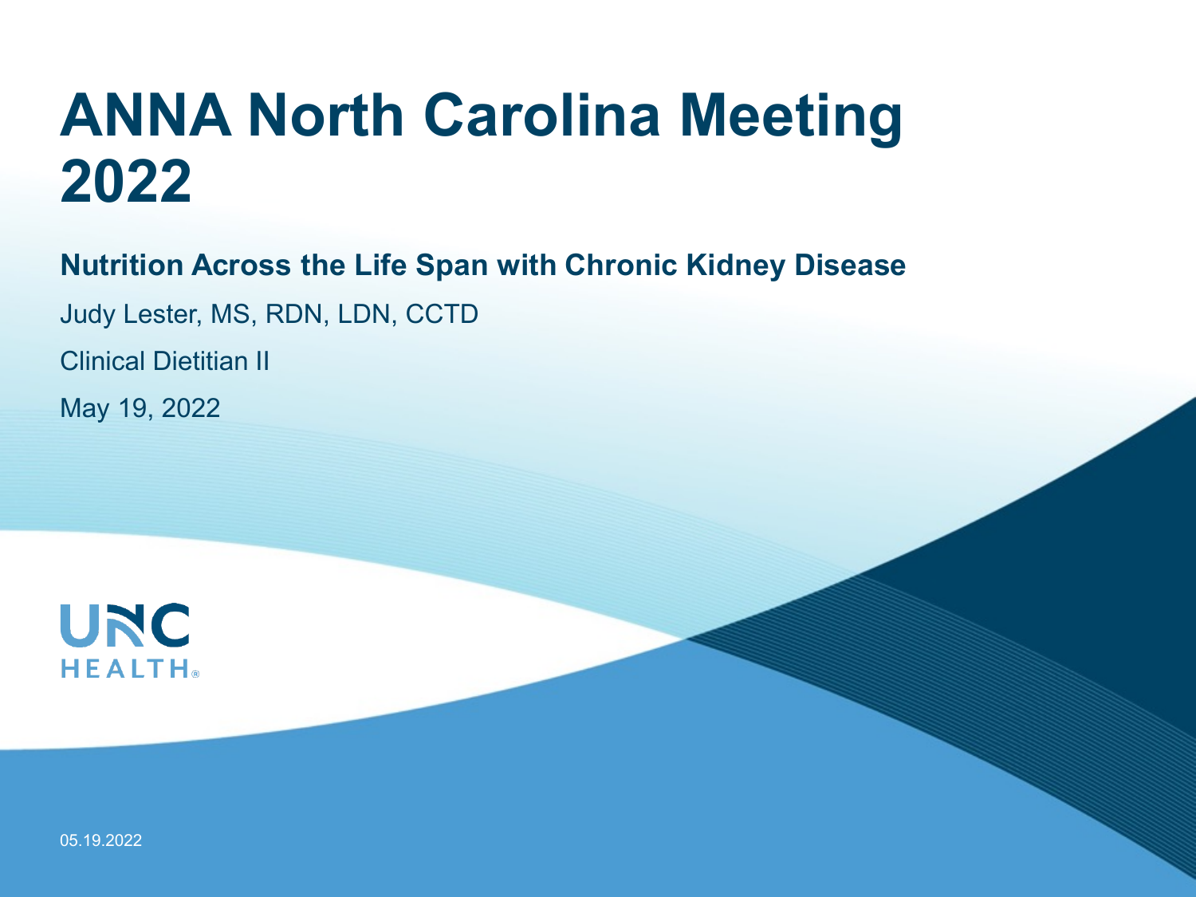# ANNA North Carolina Meeting 2022

**Nutrition Across the Life Span with Chronic Kidney Disease**

Judy Lester, MS, RDN, LDN, CCTD

Clinical Dietitian II

May 19, 2022

UNC HEALTH

05.19.2022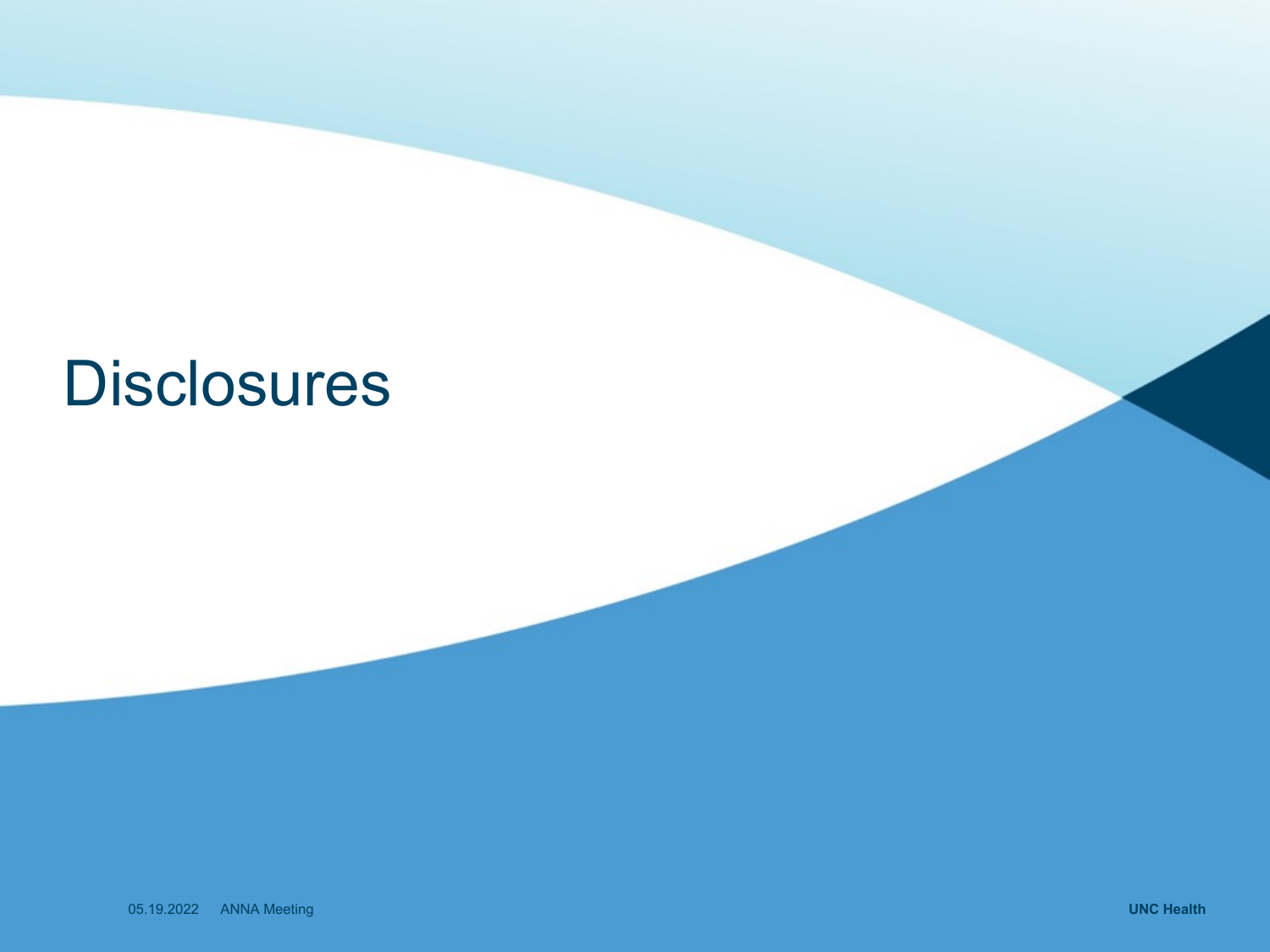# Disclosures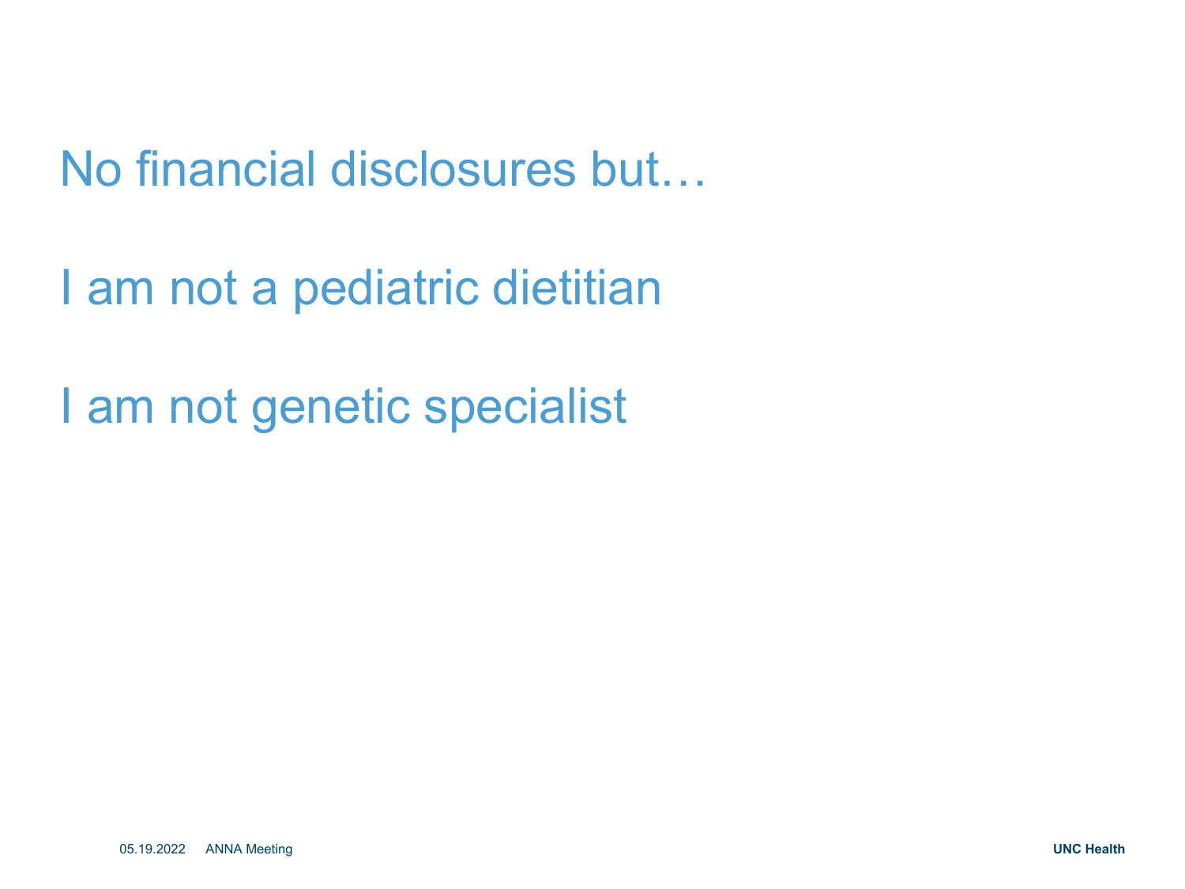No financial disclosures but…

I am not a pediatric dietitian

I am not genetic specialist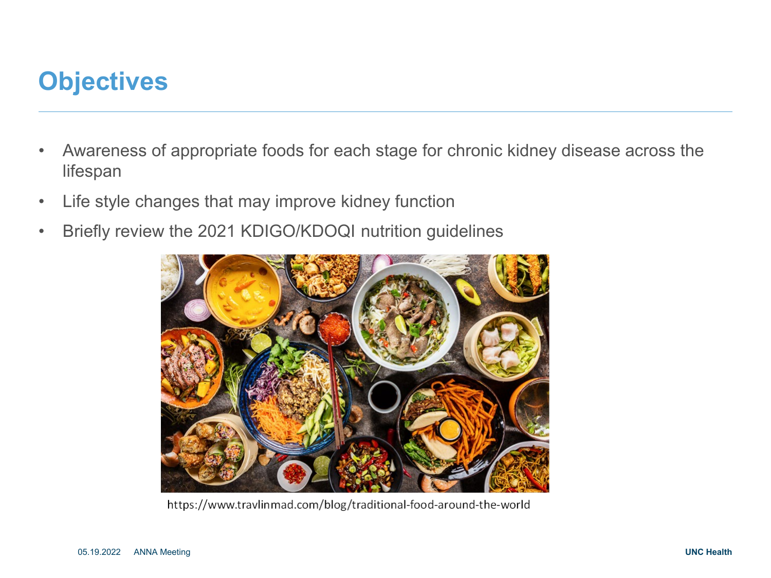# Objectives

- Awareness of appropriate foods for each stage for chronic kidney disease across the lifespan
- Life style changes that may improve kidney function
- Briefly review the 2021 KDIGO/KDOQI nutrition guidelines

https://www.travlinmad.com/blog/traditional-food-around-the-world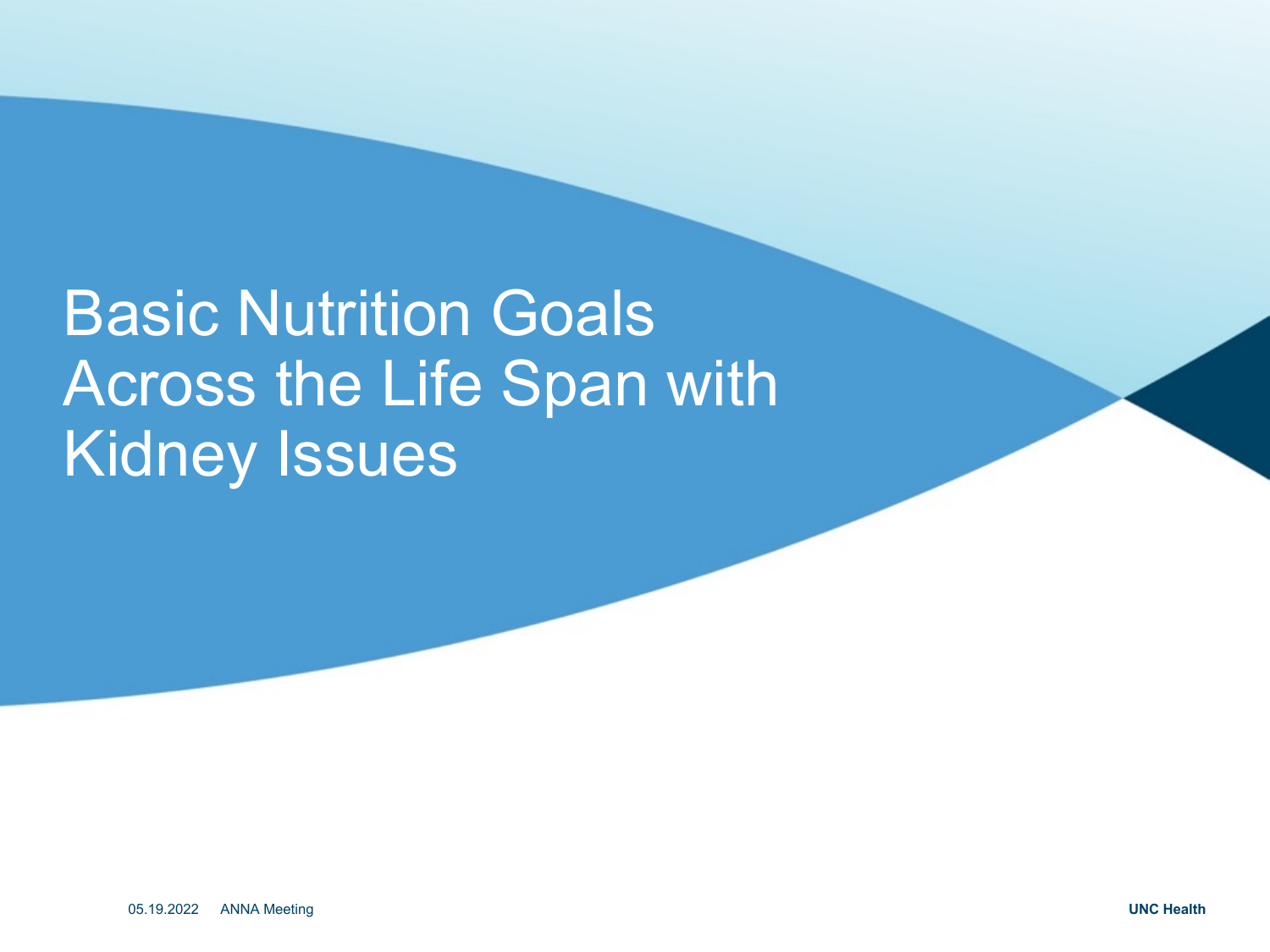# Basic Nutrition Goals Across the Life Span with Kidney Issues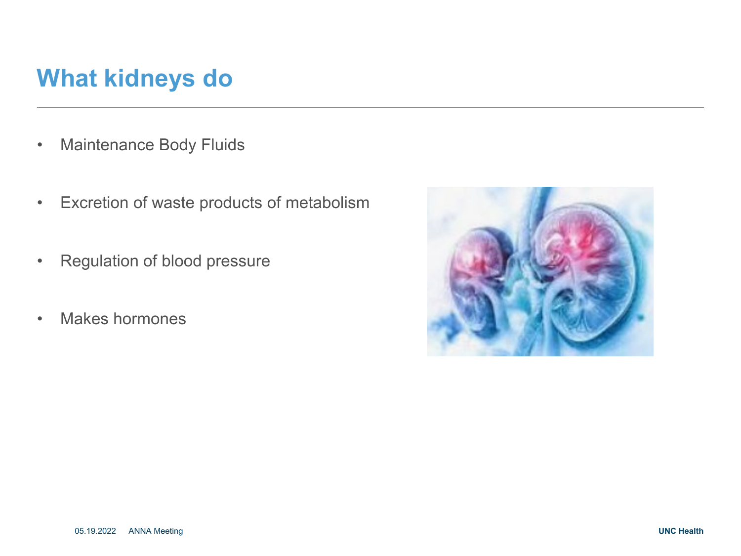# What kidneys do

- Maintenance Body Fluids
- Excretion of waste products of metabolism
- Regulation of blood pressure
- Makes hormones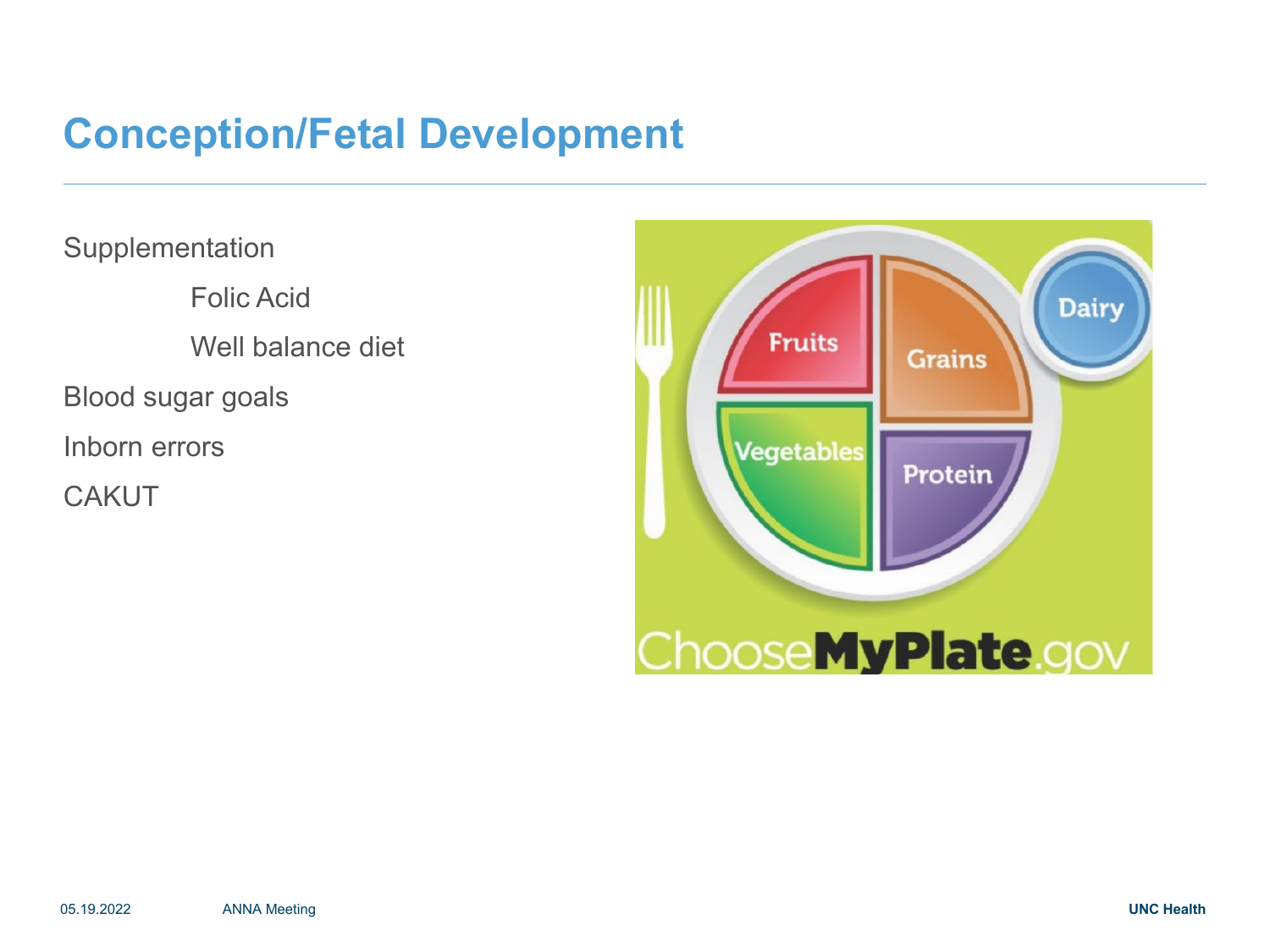# Conception/Fetal Development

- Supplementation
  - Folic Acid
  - Well balance diet
- Blood sugar goals
- Inborn errors
- CAKUT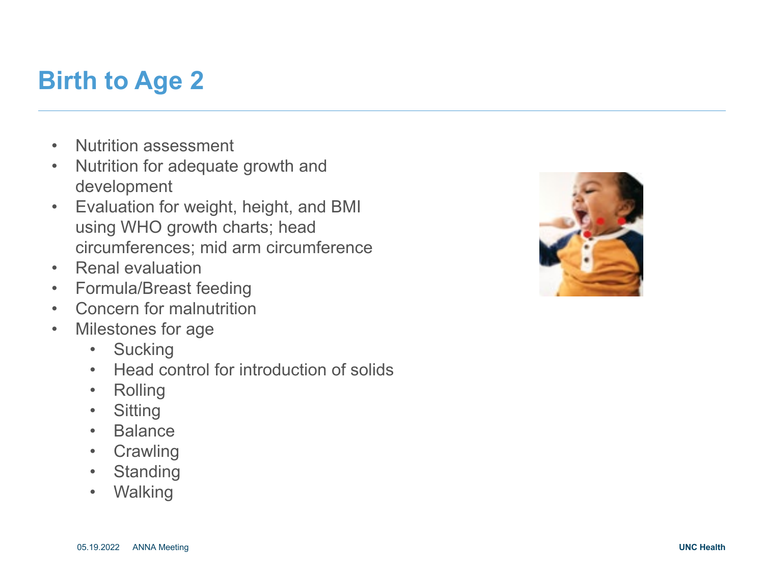# Birth to Age 2

- Nutrition assessment
- Nutrition for adequate growth and development
- Evaluation for weight, height, and BMI using WHO growth charts; head circumferences; mid arm circumference
- Renal evaluation
- Formula/Breast feeding
- Concern for malnutrition
- Milestones for age
  - Sucking
  - Head control for introduction of solids
  - Rolling
  - Sitting
  - Balance
  - Crawling
  - Standing
  - Walking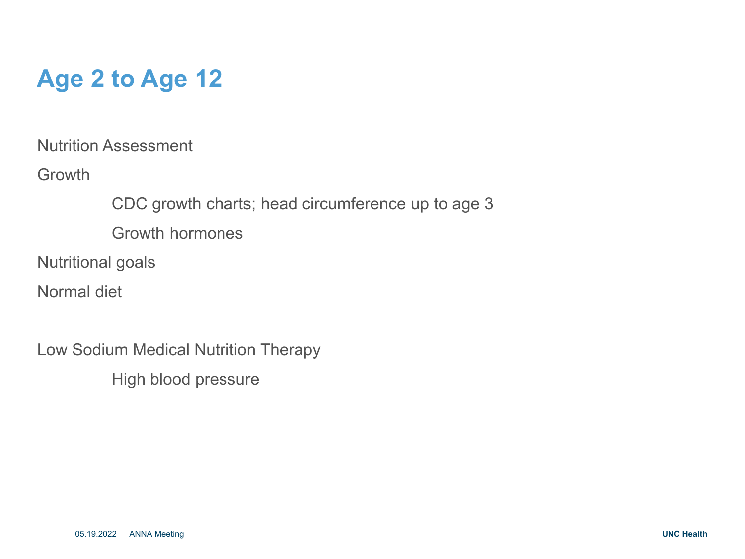# Age 2 to Age 12

Nutrition Assessment

Growth

- CDC growth charts; head circumference up to age 3
- Growth hormones

Nutritional goals

Normal diet

Low Sodium Medical Nutrition Therapy

- High blood pressure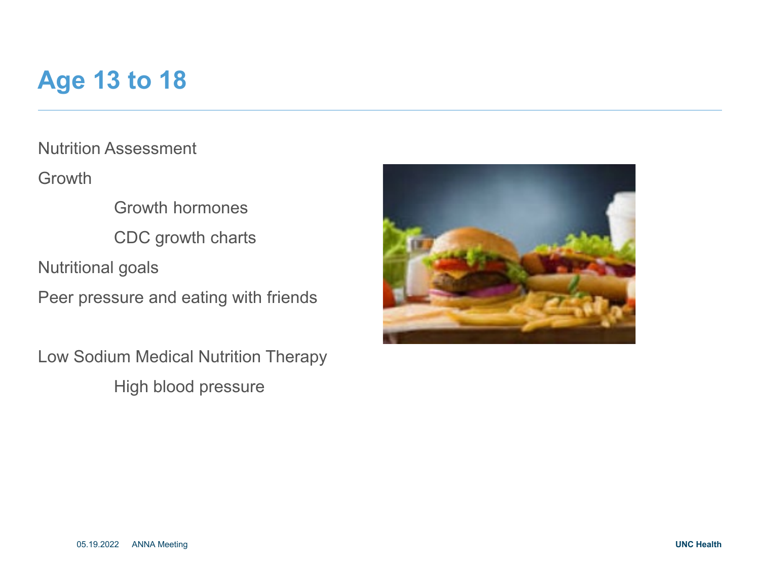# Age 13 to 18

Nutrition Assessment

Growth

- Growth hormones
- CDC growth charts

Nutritional goals

Peer pressure and eating with friends

Low Sodium Medical Nutrition Therapy

- High blood pressure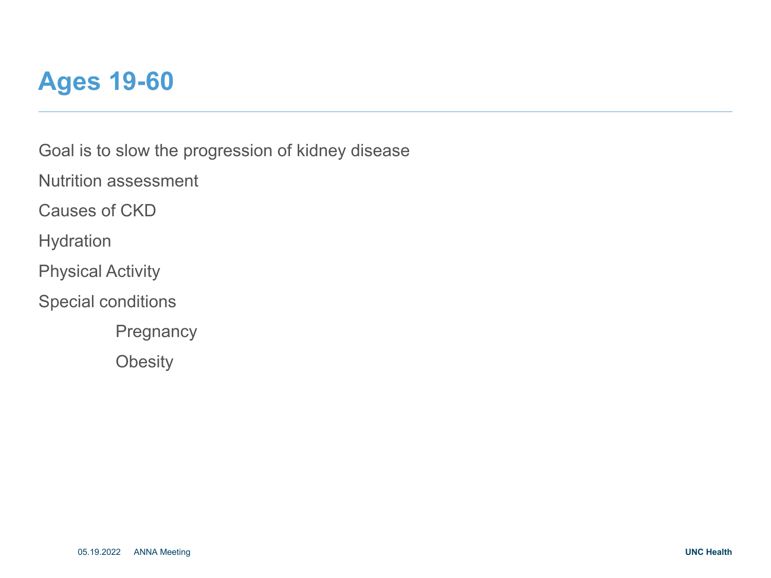# Ages 19-60

Goal is to slow the progression of kidney disease

Nutrition assessment

Causes of CKD

Hydration

Physical Activity

Special conditions

- Pregnancy
- Obesity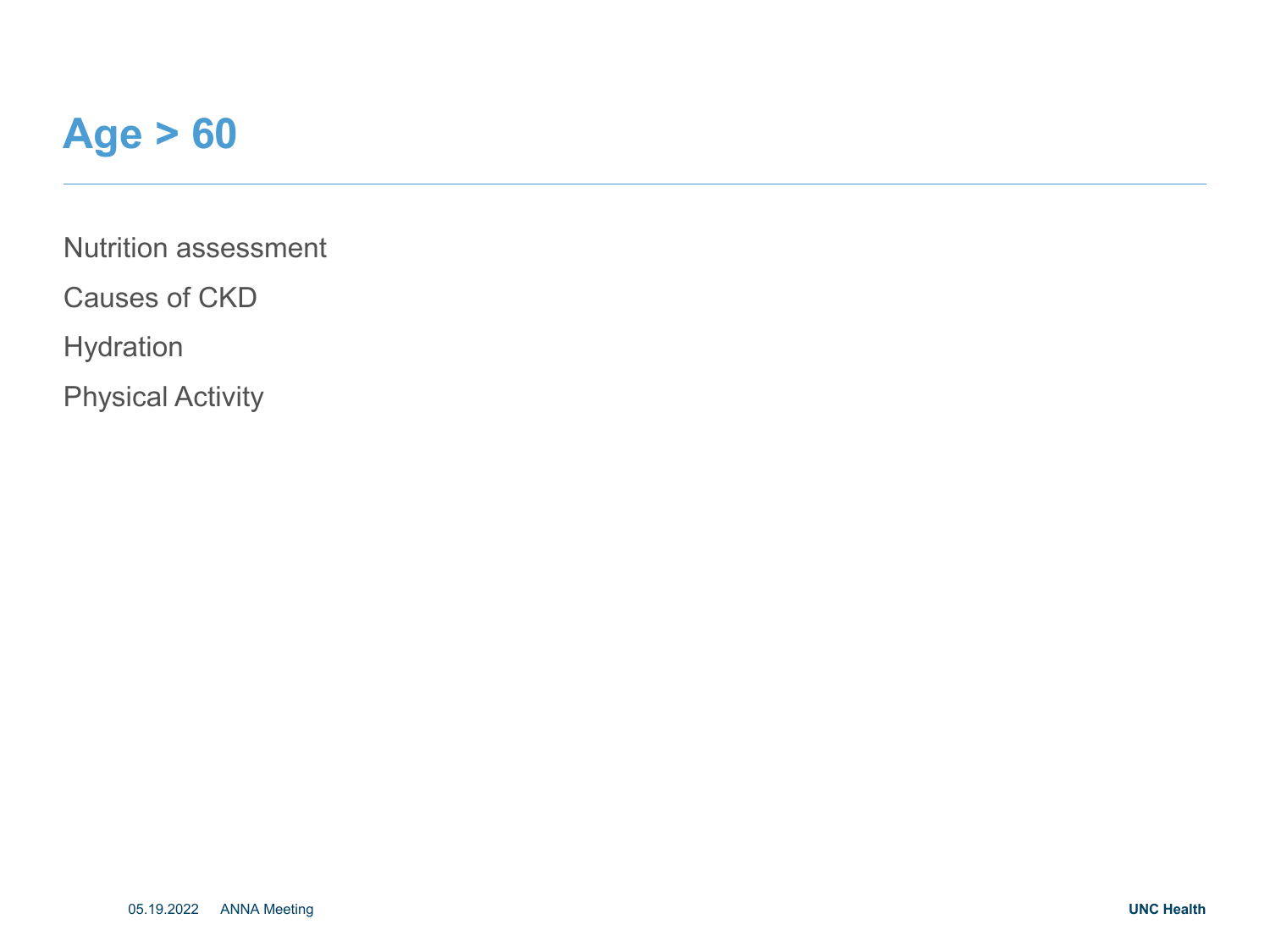# Age > 60

Nutrition assessment

Causes of CKD

Hydration

Physical Activity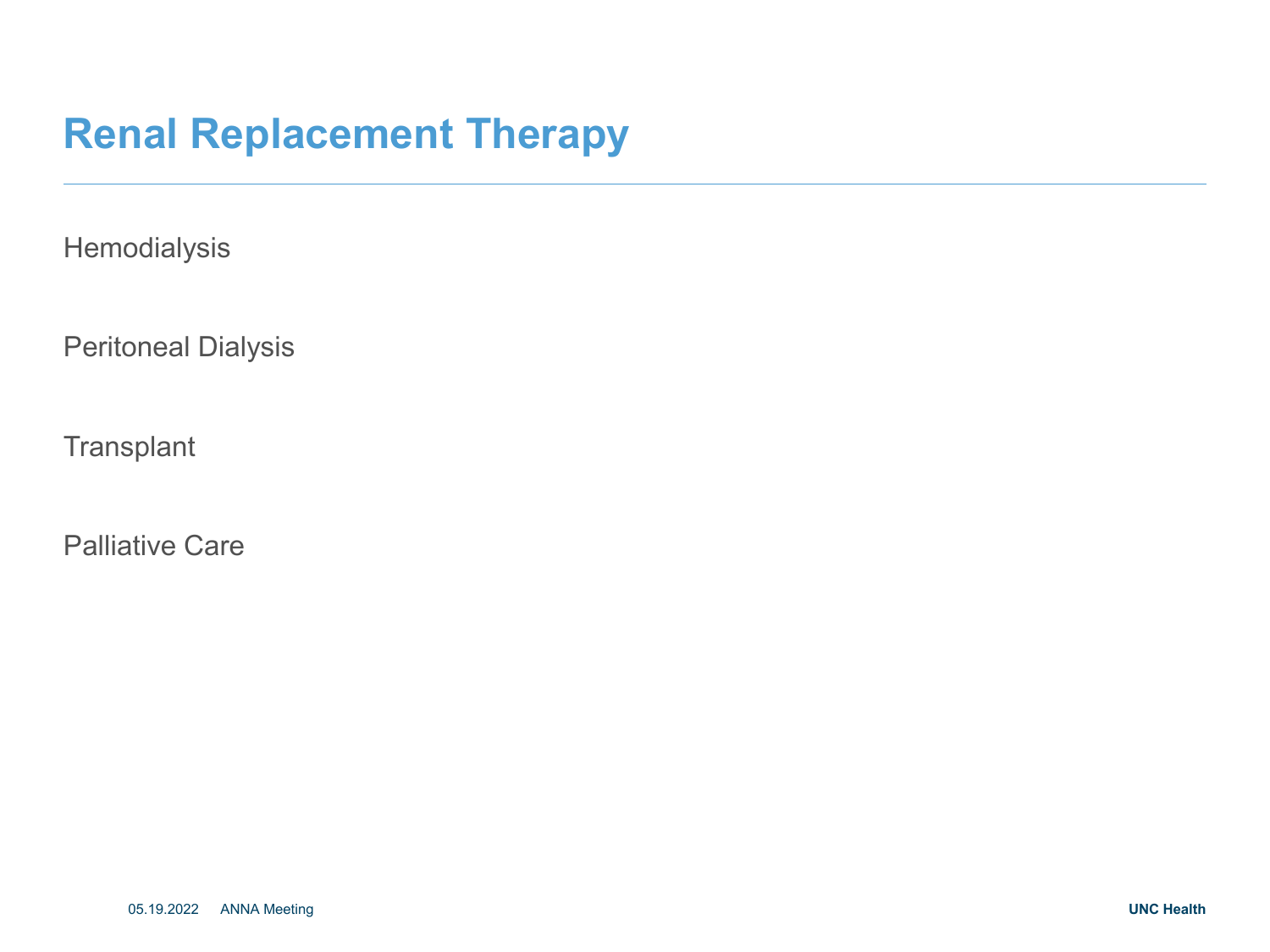# Renal Replacement Therapy

Hemodialysis

Peritoneal Dialysis

Transplant

Palliative Care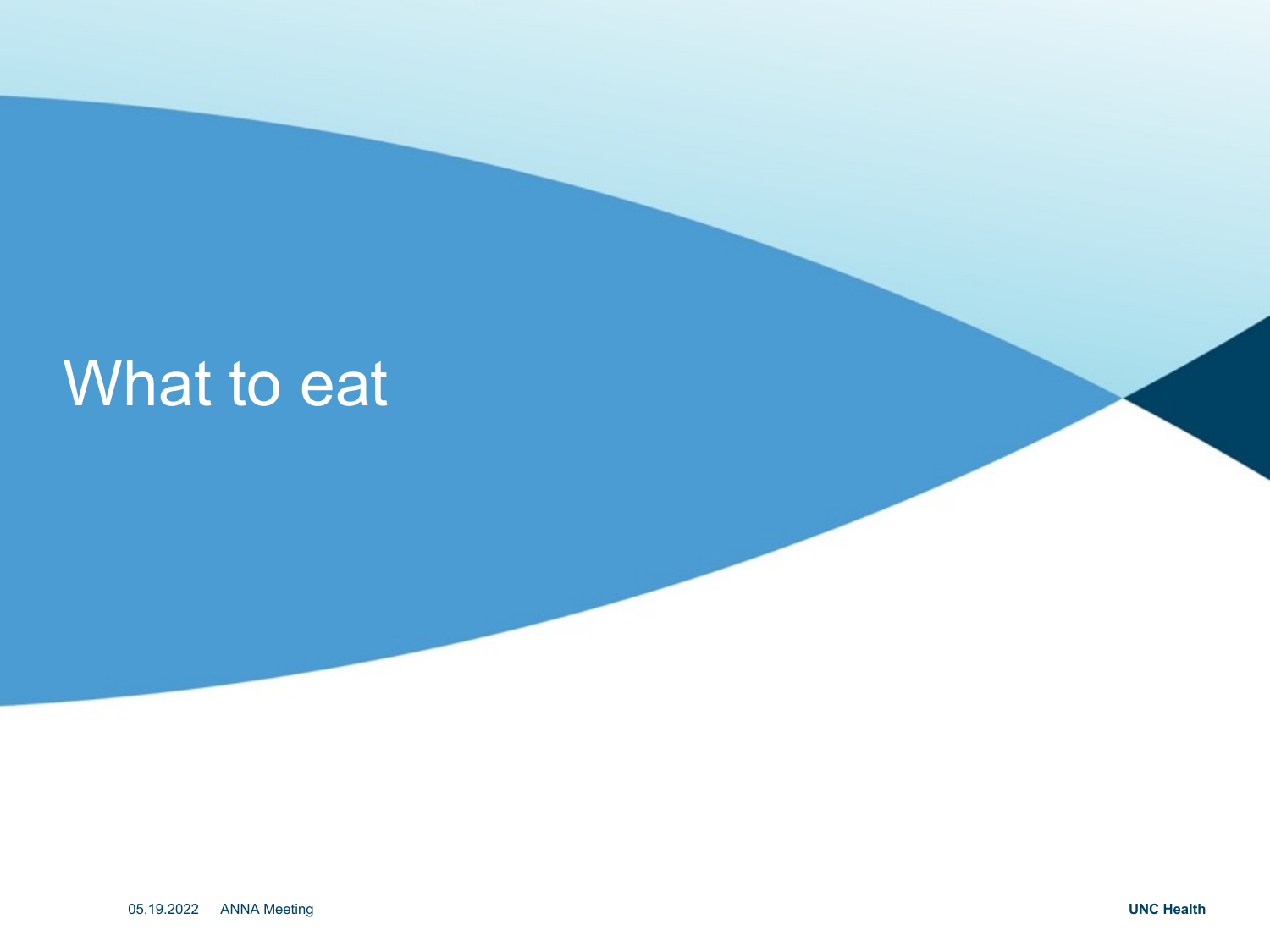# What to eat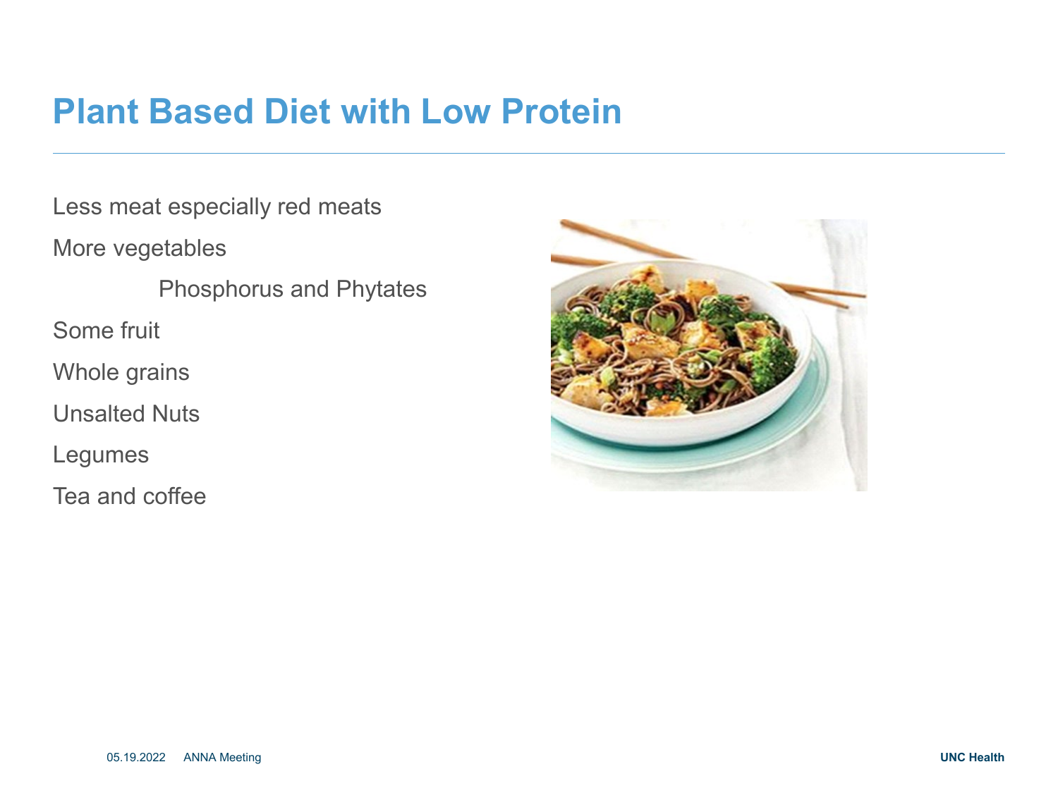# Plant Based Diet with Low Protein

Less meat especially red meats

More vegetables

- Phosphorus and Phytates

Some fruit

Whole grains

Unsalted Nuts

Legumes

Tea and coffee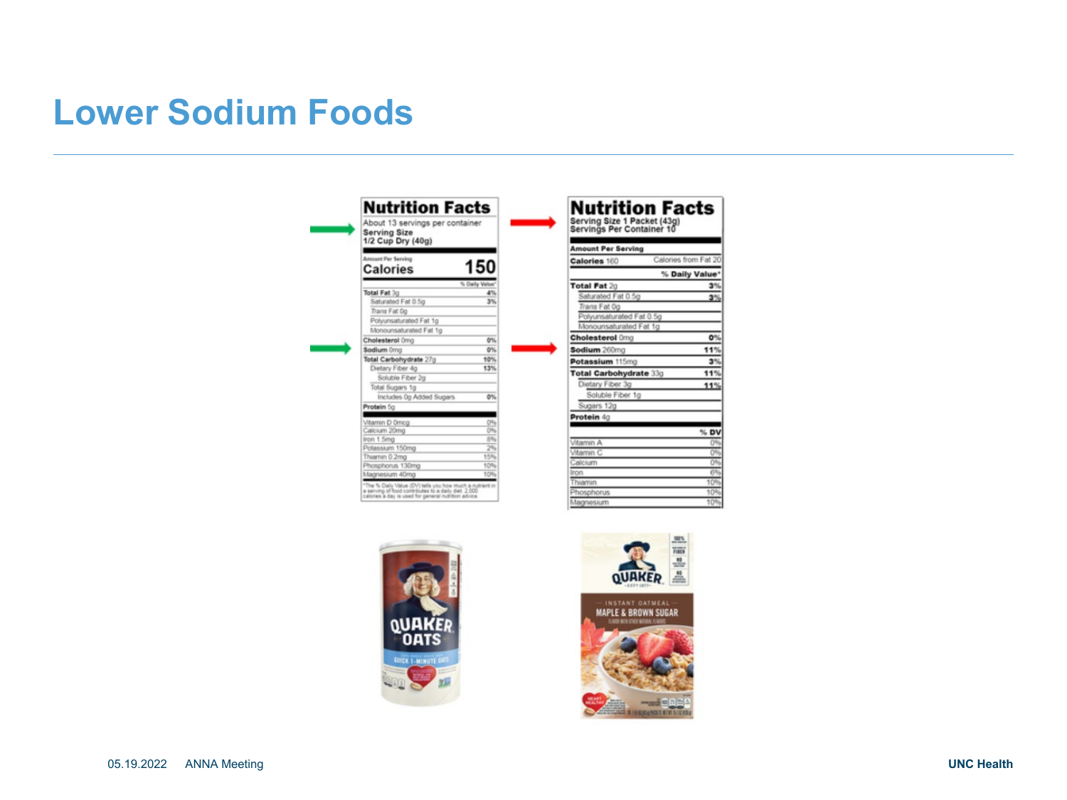# Lower Sodium Foods

| Nutrition Facts | |
|---|---|
| About 13 servings per container | |
| **Serving Size 1/2 Cup Dry (40g)** | |
| Amount Per Serving | |
| **Calories** | **150** |
| | % Daily Value* |
| **Total Fat** 3g | 4% |
| Saturated Fat 0.5g | 3% |
| *Trans* Fat 0g | |
| Polyunsaturated Fat 1g | |
| Monounsaturated Fat 1g | |
| **Cholesterol** 0mg | 0% |
| **Sodium** 0mg | 0% |
| **Total Carbohydrate** 27g | 10% |
| Dietary Fiber 4g | 13% |
| Soluble Fiber 2g | |
| Total Sugars 1g | |
| Includes 0g Added Sugars | 0% |
| **Protein** 5g | |
| Vitamin D 0mcg | 0% |
| Calcium 20mg | 0% |
| Iron 1.5mg | 8% |
| Potassium 150mg | 2% |
| Thiamin 0.2mg | 15% |
| Phosphorus 130mg | 10% |
| Magnesium 40mg | 10% |

*The % Daily Value (DV) tells you how much a nutrient in a serving of food contributes to a daily diet. 2,000 calories a day is used for general nutrition advice.

| Nutrition Facts | |
|---|---|
| **Serving Size 1 Packet (43g)** | |
| **Servings Per Container 10** | |
| **Amount Per Serving** | |
| **Calories** 160 | Calories from Fat 20 |
| | **% Daily Value*** |
| **Total Fat** 2g | 3% |
| Saturated Fat 0.5g | 3% |
| *Trans* Fat 0g | |
| Polyunsaturated Fat 0.5g | |
| Monounsaturated Fat 1g | |
| **Cholesterol** 0mg | 0% |
| **Sodium** 260mg | 11% |
| **Potassium** 115mg | 3% |
| **Total Carbohydrate** 33g | 11% |
| Dietary Fiber 3g | 11% |
| Soluble Fiber 1g | |
| Sugars 12g | |
| **Protein** 4g | |
| | **% DV** |
| Vitamin A | 0% |
| Vitamin C | 0% |
| Calcium | 0% |
| Iron | 6% |
| Thiamin | 10% |
| Phosphorus | 10% |
| Magnesium | 10% |

QUAKER OATS — QUICK 1-MINUTE OATS

QUAKER — INSTANT OATMEAL — MAPLE & BROWN SUGAR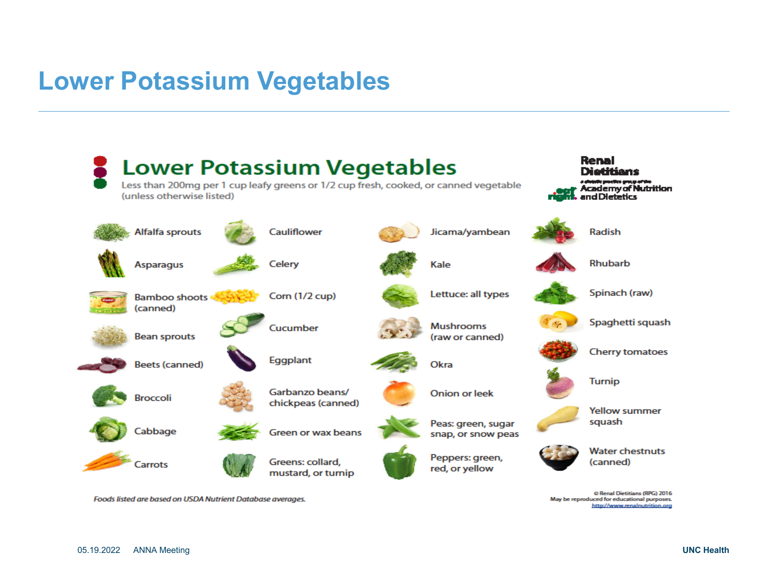# Lower Potassium Vegetables

## Lower Potassium Vegetables

Less than 200mg per 1 cup leafy greens or 1/2 cup fresh, cooked, or canned vegetable (unless otherwise listed)

Renal Dietitians
a dietetic practice group of the Academy of Nutrition and Dietetics

- Alfalfa sprouts
- Asparagus
- Bamboo shoots (canned)
- Bean sprouts
- Beets (canned)
- Broccoli
- Cabbage
- Carrots
- Cauliflower
- Celery
- Corn (1/2 cup)
- Cucumber
- Eggplant
- Garbanzo beans/ chickpeas (canned)
- Green or wax beans
- Greens: collard, mustard, or turnip
- Jicama/yambean
- Kale
- Lettuce: all types
- Mushrooms (raw or canned)
- Okra
- Onion or leek
- Peas: green, sugar snap, or snow peas
- Peppers: green, red, or yellow
- Radish
- Rhubarb
- Spinach (raw)
- Spaghetti squash
- Cherry tomatoes
- Turnip
- Yellow summer squash
- Water chestnuts (canned)

*Foods listed are based on USDA Nutrient Database averages.*

© Renal Dietitians (RPG) 2016
May be reproduced for educational purposes.
http://www.renalnutrition.org

05.19.2022 ANNA Meeting

UNC Health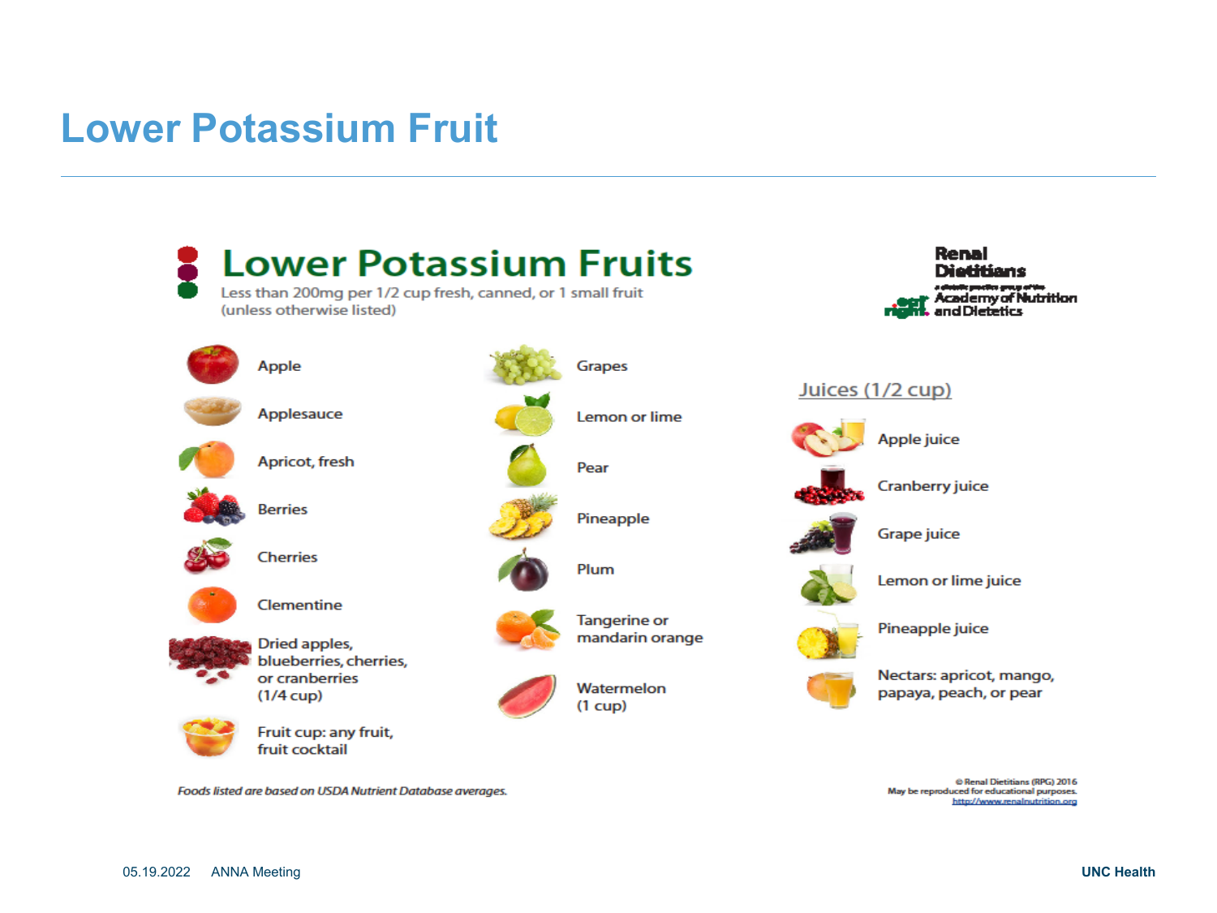# Lower Potassium Fruit

## Lower Potassium Fruits

Less than 200mg per 1/2 cup fresh, canned, or 1 small fruit (unless otherwise listed)

Renal Dietitians
a dietetic practice group of the Academy of Nutrition and Dietetics

- Apple
- Applesauce
- Apricot, fresh
- Berries
- Cherries
- Clementine
- Dried apples, blueberries, cherries, or cranberries (1/4 cup)
- Fruit cup: any fruit, fruit cocktail
- Grapes
- Lemon or lime
- Pear
- Pineapple
- Plum
- Tangerine or mandarin orange
- Watermelon (1 cup)

### Juices (1/2 cup)

- Apple juice
- Cranberry juice
- Grape juice
- Lemon or lime juice
- Pineapple juice
- Nectars: apricot, mango, papaya, peach, or pear

*Foods listed are based on USDA Nutrient Database averages.*

© Renal Dietitians (RPG) 2016
May be reproduced for educational purposes.
http://www.renalnutrition.org

05.19.2022 ANNA Meeting

UNC Health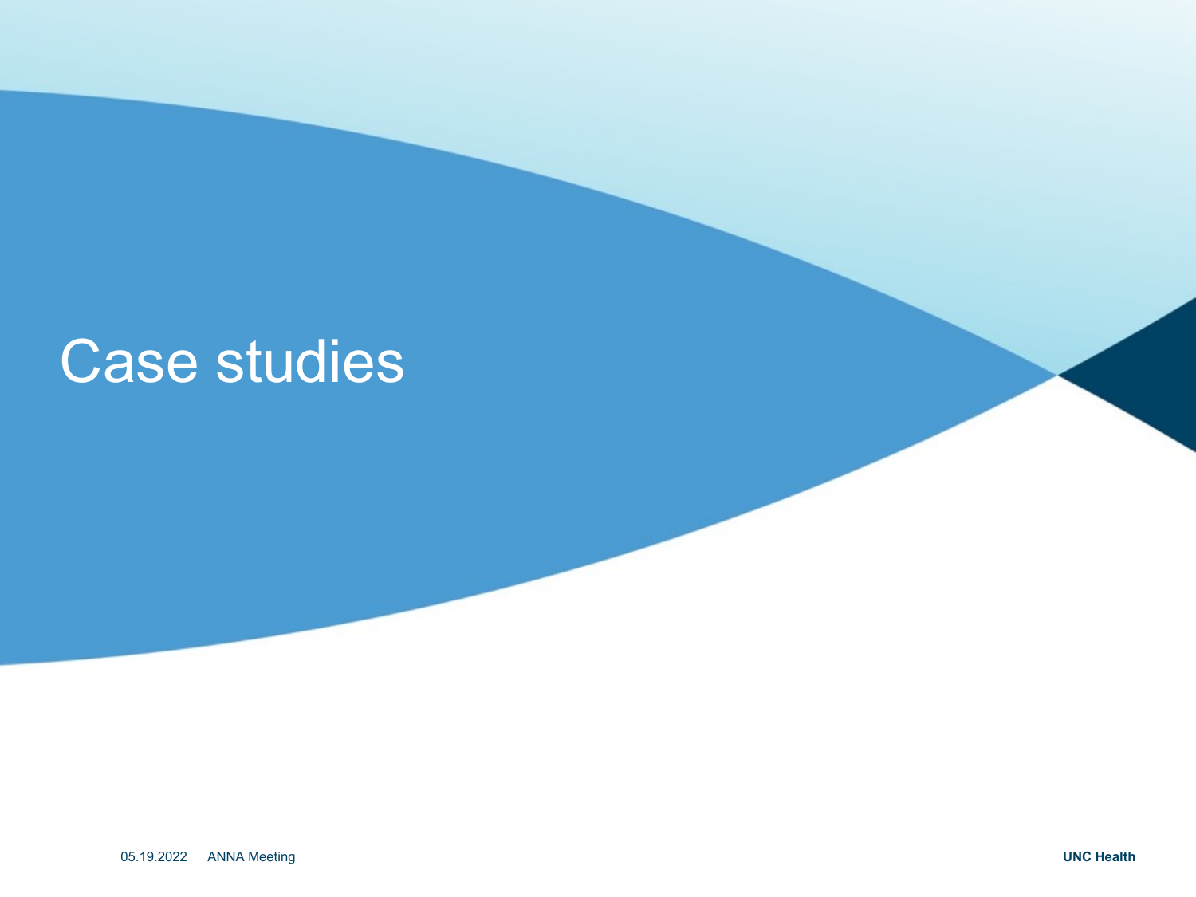# Case studies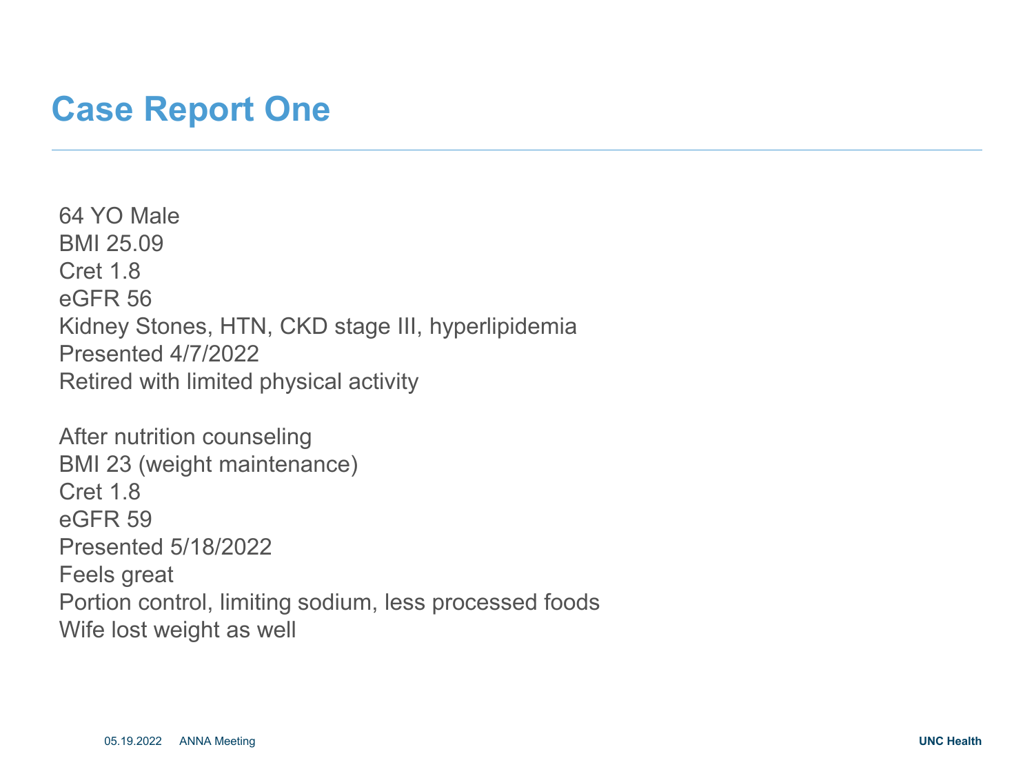# Case Report One

64 YO Male
BMI 25.09
Cret 1.8
eGFR 56
Kidney Stones, HTN, CKD stage III, hyperlipidemia
Presented 4/7/2022
Retired with limited physical activity

After nutrition counseling
BMI 23 (weight maintenance)
Cret 1.8
eGFR 59
Presented 5/18/2022
Feels great
Portion control, limiting sodium, less processed foods
Wife lost weight as well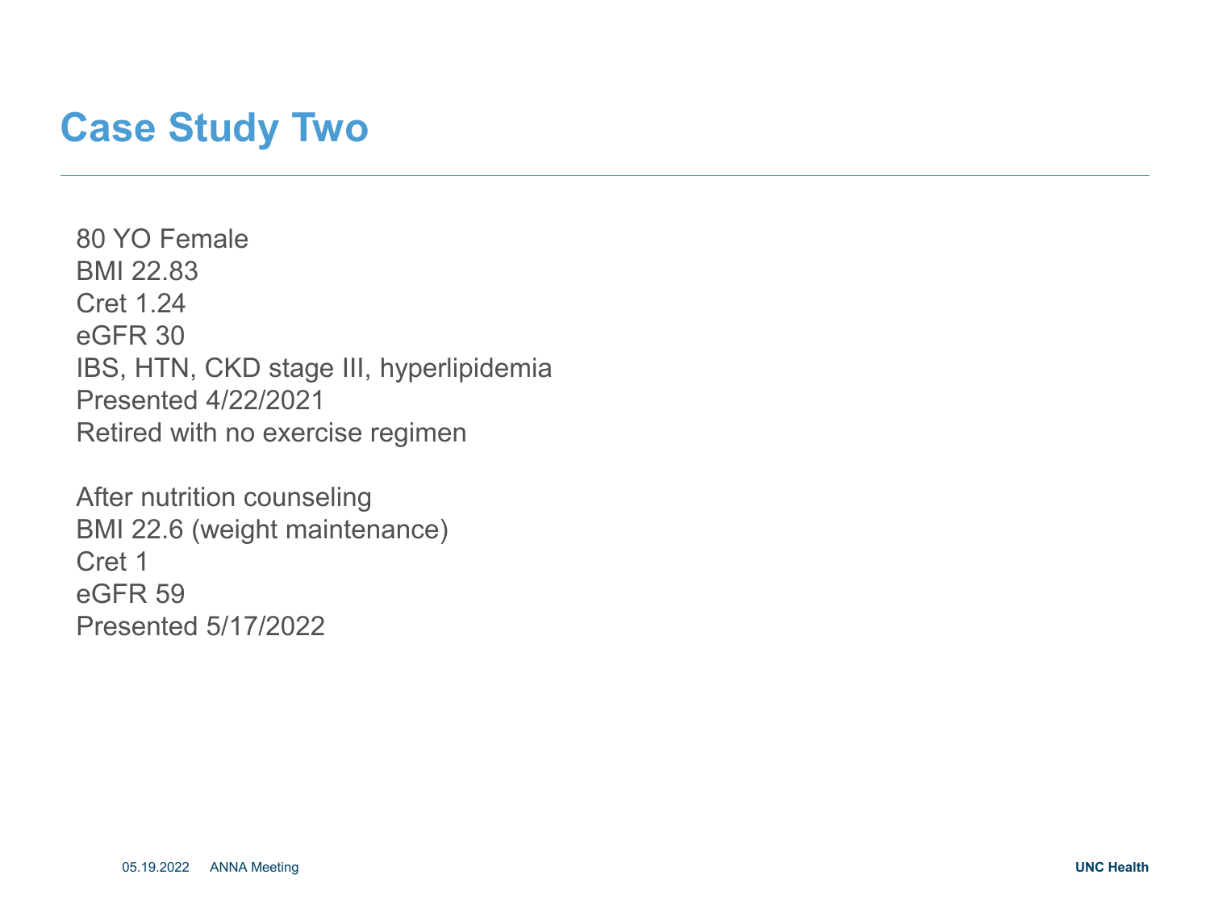# Case Study Two

80 YO Female
BMI 22.83
Cret 1.24
eGFR 30
IBS, HTN, CKD stage III, hyperlipidemia
Presented 4/22/2021
Retired with no exercise regimen

After nutrition counseling
BMI 22.6 (weight maintenance)
Cret 1
eGFR 59
Presented 5/17/2022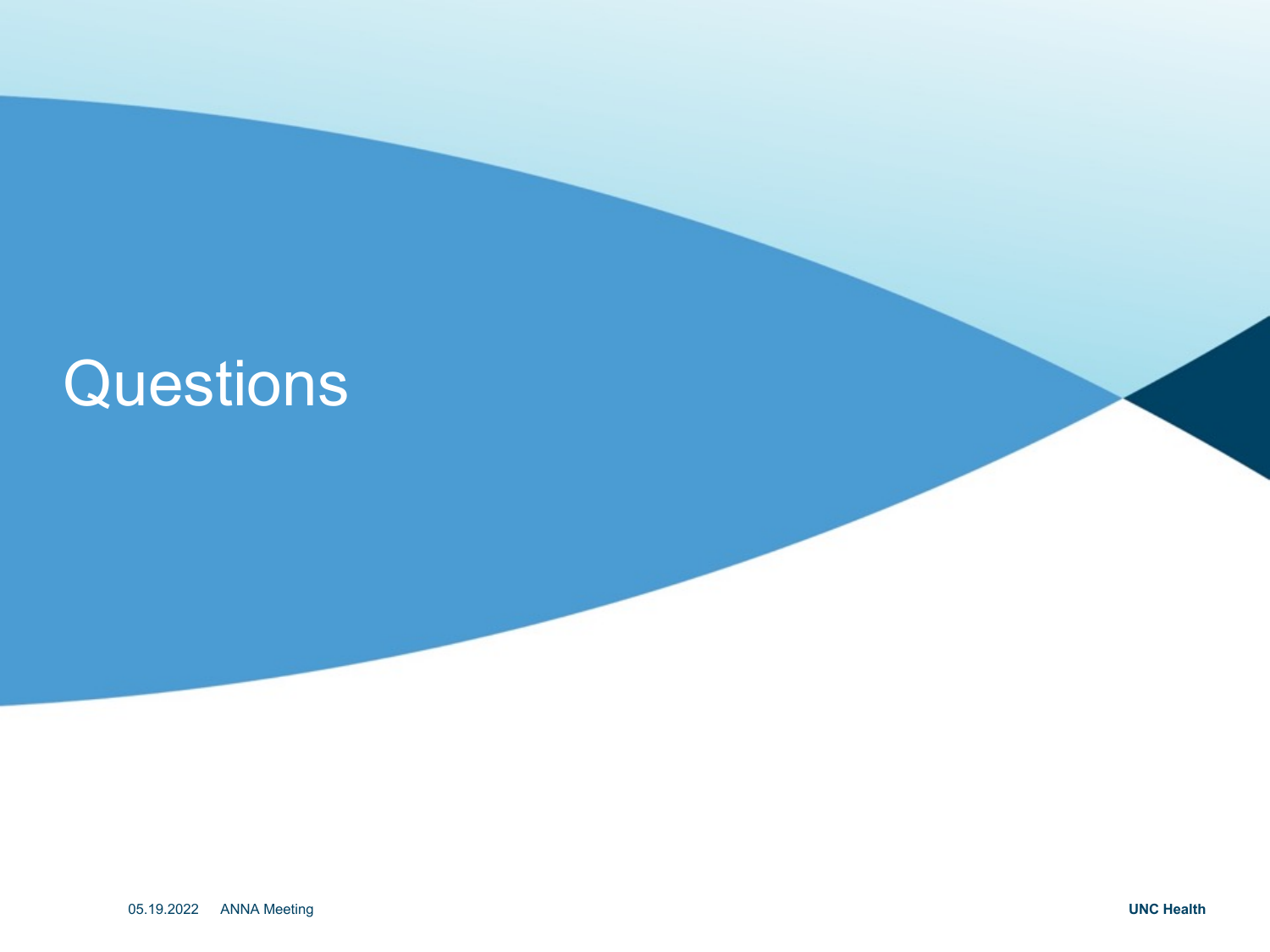# Questions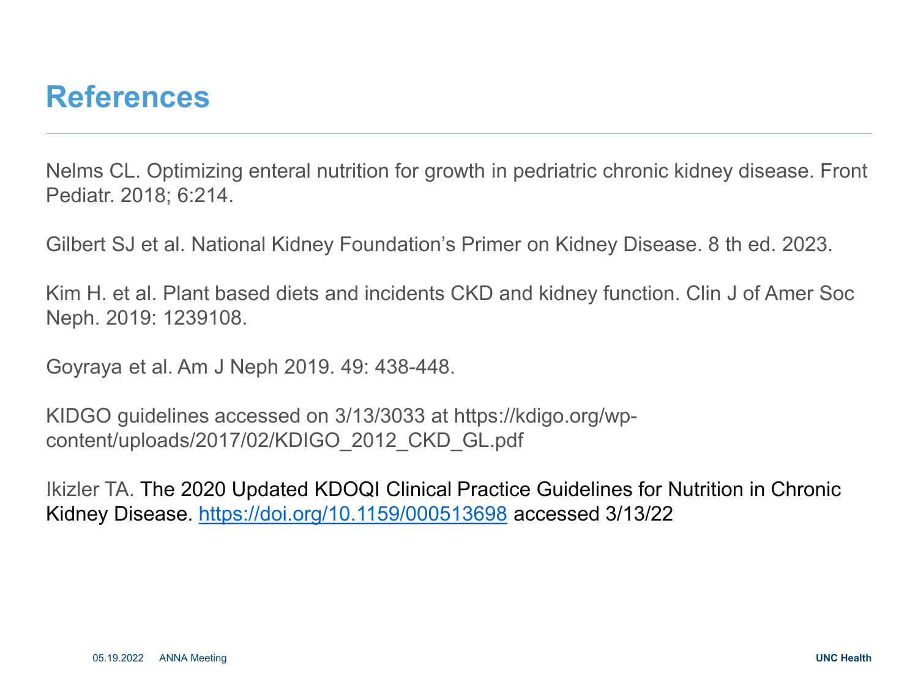# References

Nelms CL. Optimizing enteral nutrition for growth in pedriatric chronic kidney disease. Front Pediatr. 2018; 6:214.

Gilbert SJ et al. National Kidney Foundation's Primer on Kidney Disease. 8 th ed. 2023.

Kim H. et al. Plant based diets and incidents CKD and kidney function. Clin J of Amer Soc Neph. 2019: 1239108.

Goyraya et al. Am J Neph 2019. 49: 438-448.

KIDGO guidelines accessed on 3/13/3033 at https://kdigo.org/wp-content/uploads/2017/02/KDIGO_2012_CKD_GL.pdf

Ikizler TA. The 2020 Updated KDOQI Clinical Practice Guidelines for Nutrition in Chronic Kidney Disease. [https://doi.org/10.1159/000513698](https://doi.org/10.1159/000513698) accessed 3/13/22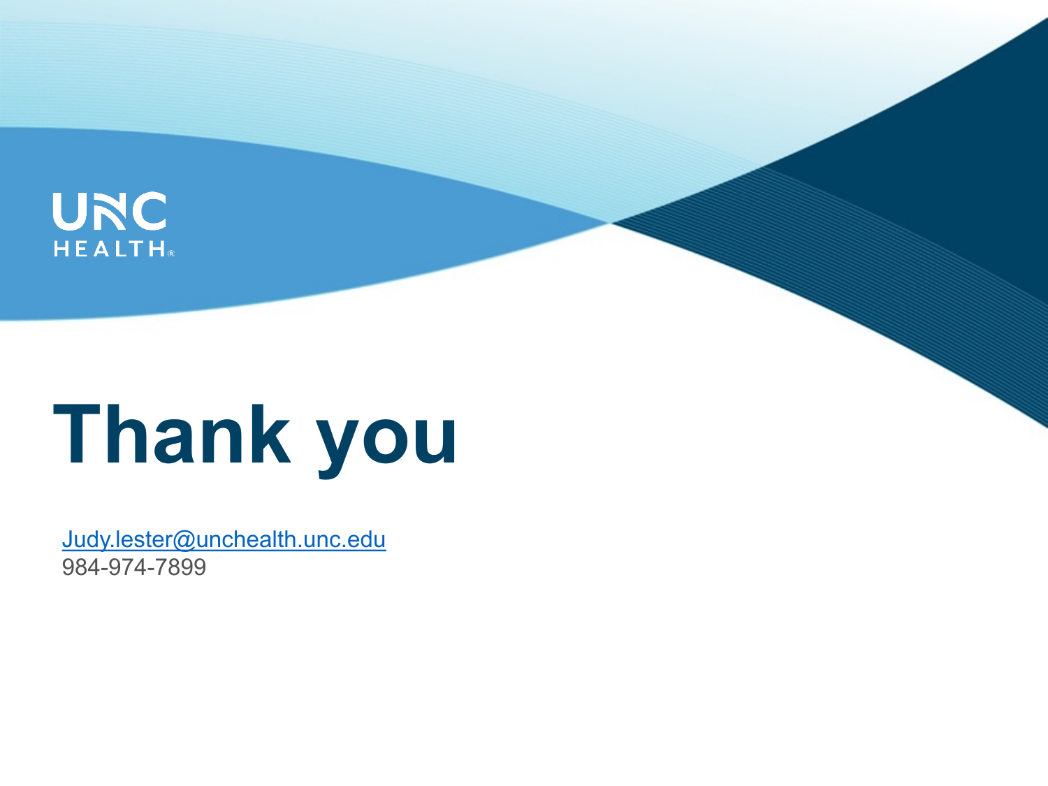UNC HEALTH

# Thank you

Judy.lester@unchealth.unc.edu
984-974-7899